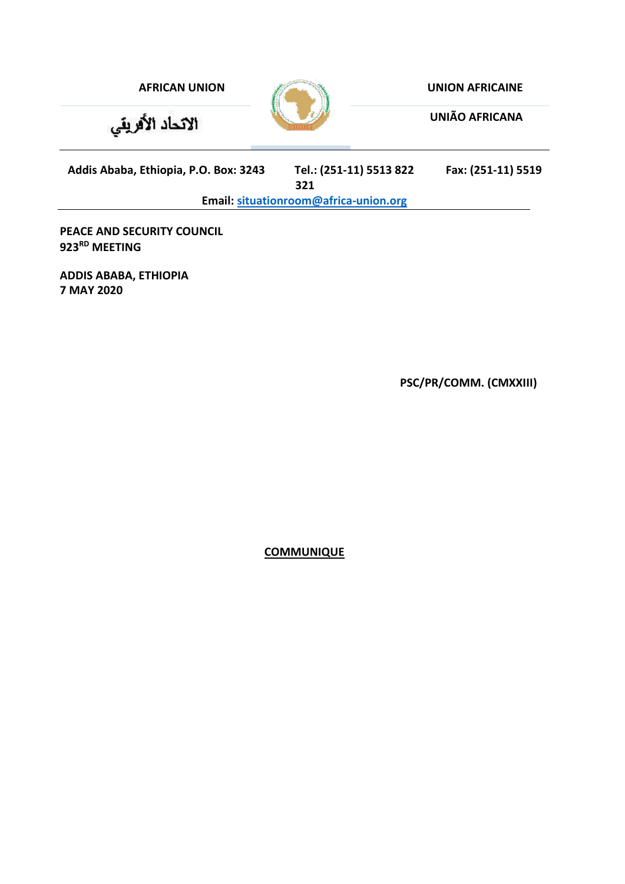**AFRICAN UNION**

**UNION AFRICAINE**

الاتحاد الأفريقي

**UNIÃO AFRICANA**

**Addis Ababa, Ethiopia, P.O. Box: 3243 Tel.: (251-11) 5513 822 Fax: (251-11) 5519 321**

**Email: [situationroom@africa-union.org](mailto:situationroom@africa-union.org)**

**PEACE AND SECURITY COUNCIL**
**923RD MEETING**

**ADDIS ABABA, ETHIOPIA**
**7 MAY 2020**

**PSC/PR/COMM. (CMXXIII)**

# COMMUNIQUE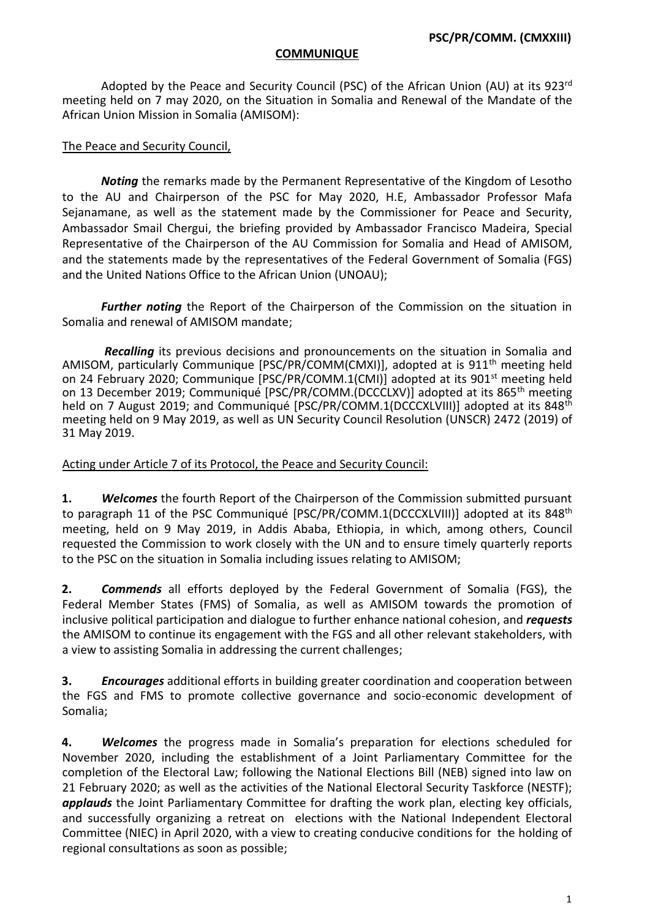**PSC/PR/COMM. (CMXXIII)**

**COMMUNIQUE**

Adopted by the Peace and Security Council (PSC) of the African Union (AU) at its 923rd meeting held on 7 may 2020, on the Situation in Somalia and Renewal of the Mandate of the African Union Mission in Somalia (AMISOM):

The Peace and Security Council,

***Noting*** the remarks made by the Permanent Representative of the Kingdom of Lesotho to the AU and Chairperson of the PSC for May 2020, H.E, Ambassador Professor Mafa Sejanamane, as well as the statement made by the Commissioner for Peace and Security, Ambassador Smail Chergui, the briefing provided by Ambassador Francisco Madeira, Special Representative of the Chairperson of the AU Commission for Somalia and Head of AMISOM, and the statements made by the representatives of the Federal Government of Somalia (FGS) and the United Nations Office to the African Union (UNOAU);

***Further noting*** the Report of the Chairperson of the Commission on the situation in Somalia and renewal of AMISOM mandate;

***Recalling*** its previous decisions and pronouncements on the situation in Somalia and AMISOM, particularly Communique [PSC/PR/COMM(CMXI)], adopted at is 911th meeting held on 24 February 2020; Communique [PSC/PR/COMM.1(CMI)] adopted at its 901st meeting held on 13 December 2019; Communiqué [PSC/PR/COMM.(DCCCLXV)] adopted at its 865th meeting held on 7 August 2019; and Communiqué [PSC/PR/COMM.1(DCCCXLVIII)] adopted at its 848th meeting held on 9 May 2019, as well as UN Security Council Resolution (UNSCR) 2472 (2019) of 31 May 2019.

Acting under Article 7 of its Protocol, the Peace and Security Council:

**1.** ***Welcomes*** the fourth Report of the Chairperson of the Commission submitted pursuant to paragraph 11 of the PSC Communiqué [PSC/PR/COMM.1(DCCCXLVIII)] adopted at its 848th meeting, held on 9 May 2019, in Addis Ababa, Ethiopia, in which, among others, Council requested the Commission to work closely with the UN and to ensure timely quarterly reports to the PSC on the situation in Somalia including issues relating to AMISOM;

**2.** ***Commends*** all efforts deployed by the Federal Government of Somalia (FGS), the Federal Member States (FMS) of Somalia, as well as AMISOM towards the promotion of inclusive political participation and dialogue to further enhance national cohesion, and ***requests*** the AMISOM to continue its engagement with the FGS and all other relevant stakeholders, with a view to assisting Somalia in addressing the current challenges;

**3.** ***Encourages*** additional efforts in building greater coordination and cooperation between the FGS and FMS to promote collective governance and socio-economic development of Somalia;

**4.** ***Welcomes*** the progress made in Somalia's preparation for elections scheduled for November 2020, including the establishment of a Joint Parliamentary Committee for the completion of the Electoral Law; following the National Elections Bill (NEB) signed into law on 21 February 2020; as well as the activities of the National Electoral Security Taskforce (NESTF); ***applauds*** the Joint Parliamentary Committee for drafting the work plan, electing key officials, and successfully organizing a retreat on elections with the National Independent Electoral Committee (NIEC) in April 2020, with a view to creating conducive conditions for the holding of regional consultations as soon as possible;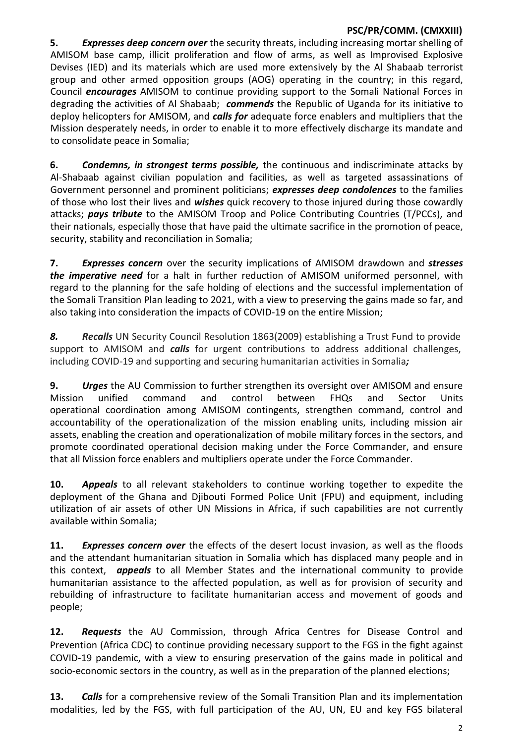**5.** ***Expresses deep concern over*** the security threats, including increasing mortar shelling of AMISOM base camp, illicit proliferation and flow of arms, as well as Improvised Explosive Devises (IED) and its materials which are used more extensively by the Al Shabaab terrorist group and other armed opposition groups (AOG) operating in the country; in this regard, Council ***encourages*** AMISOM to continue providing support to the Somali National Forces in degrading the activities of Al Shabaab; ***commends*** the Republic of Uganda for its initiative to deploy helicopters for AMISOM, and ***calls for*** adequate force enablers and multipliers that the Mission desperately needs, in order to enable it to more effectively discharge its mandate and to consolidate peace in Somalia;

**6.** ***Condemns, in strongest terms possible,*** the continuous and indiscriminate attacks by Al-Shabaab against civilian population and facilities, as well as targeted assassinations of Government personnel and prominent politicians; ***expresses deep condolences*** to the families of those who lost their lives and ***wishes*** quick recovery to those injured during those cowardly attacks; ***pays tribute*** to the AMISOM Troop and Police Contributing Countries (T/PCCs), and their nationals, especially those that have paid the ultimate sacrifice in the promotion of peace, security, stability and reconciliation in Somalia;

**7.** ***Expresses concern*** over the security implications of AMISOM drawdown and ***stresses the imperative need*** for a halt in further reduction of AMISOM uniformed personnel, with regard to the planning for the safe holding of elections and the successful implementation of the Somali Transition Plan leading to 2021, with a view to preserving the gains made so far, and also taking into consideration the impacts of COVID-19 on the entire Mission;

***8.*** ***Recalls*** UN Security Council Resolution 1863(2009) establishing a Trust Fund to provide support to AMISOM and ***calls*** for urgent contributions to address additional challenges, including COVID-19 and supporting and securing humanitarian activities in Somalia***;***

**9.** ***Urges*** the AU Commission to further strengthen its oversight over AMISOM and ensure Mission unified command and control between FHQs and Sector Units operational coordination among AMISOM contingents, strengthen command, control and accountability of the operationalization of the mission enabling units, including mission air assets, enabling the creation and operationalization of mobile military forces in the sectors, and promote coordinated operational decision making under the Force Commander, and ensure that all Mission force enablers and multipliers operate under the Force Commander.

**10.** ***Appeals*** to all relevant stakeholders to continue working together to expedite the deployment of the Ghana and Djibouti Formed Police Unit (FPU) and equipment, including utilization of air assets of other UN Missions in Africa, if such capabilities are not currently available within Somalia;

**11.** ***Expresses concern over*** the effects of the desert locust invasion, as well as the floods and the attendant humanitarian situation in Somalia which has displaced many people and in this context, ***appeals*** to all Member States and the international community to provide humanitarian assistance to the affected population, as well as for provision of security and rebuilding of infrastructure to facilitate humanitarian access and movement of goods and people;

**12.** ***Requests*** the AU Commission, through Africa Centres for Disease Control and Prevention (Africa CDC) to continue providing necessary support to the FGS in the fight against COVID-19 pandemic, with a view to ensuring preservation of the gains made in political and socio-economic sectors in the country, as well as in the preparation of the planned elections;

**13.** ***Calls*** for a comprehensive review of the Somali Transition Plan and its implementation modalities, led by the FGS, with full participation of the AU, UN, EU and key FGS bilateral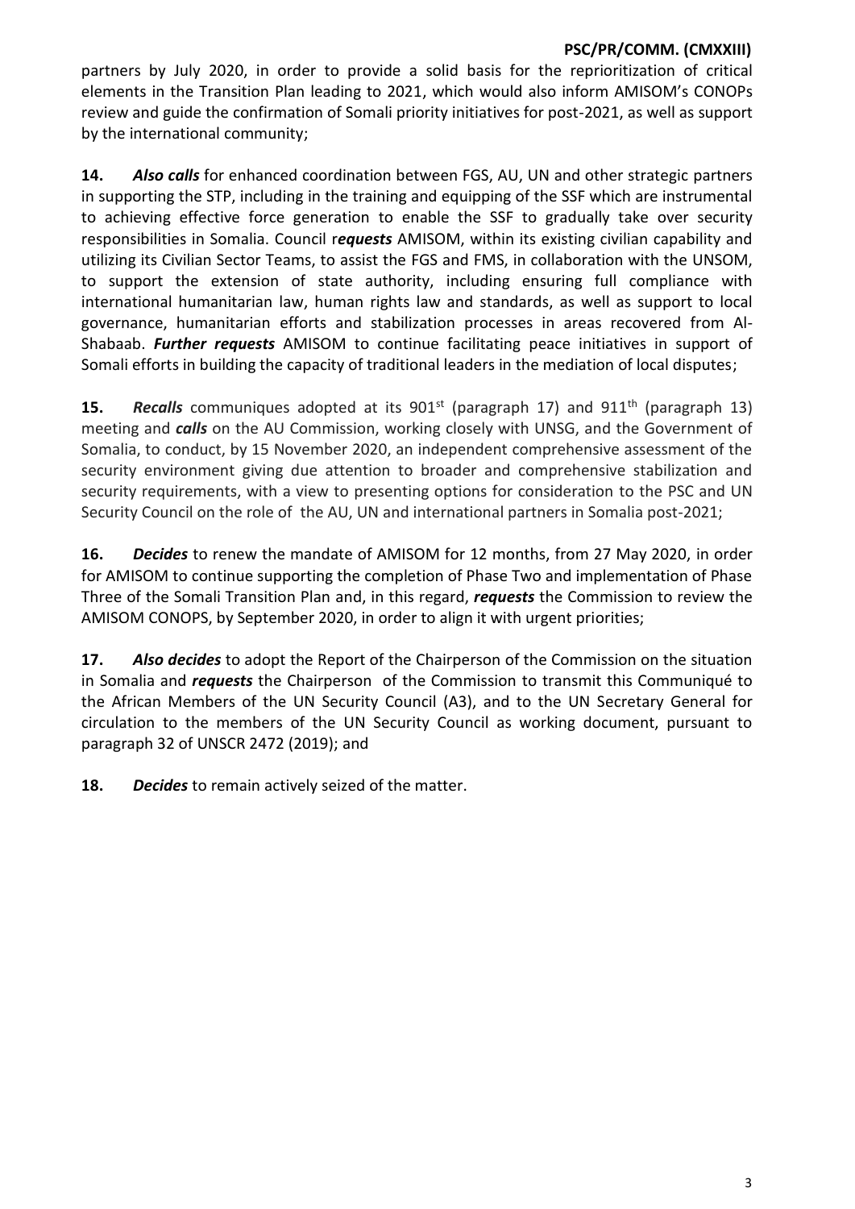partners by July 2020, in order to provide a solid basis for the reprioritization of critical elements in the Transition Plan leading to 2021, which would also inform AMISOM's CONOPs review and guide the confirmation of Somali priority initiatives for post-2021, as well as support by the international community;

**14.** ***Also calls*** for enhanced coordination between FGS, AU, UN and other strategic partners in supporting the STP, including in the training and equipping of the SSF which are instrumental to achieving effective force generation to enable the SSF to gradually take over security responsibilities in Somalia. Council r***equests*** AMISOM, within its existing civilian capability and utilizing its Civilian Sector Teams, to assist the FGS and FMS, in collaboration with the UNSOM, to support the extension of state authority, including ensuring full compliance with international humanitarian law, human rights law and standards, as well as support to local governance, humanitarian efforts and stabilization processes in areas recovered from Al-Shabaab. ***Further requests*** AMISOM to continue facilitating peace initiatives in support of Somali efforts in building the capacity of traditional leaders in the mediation of local disputes;

**15.** ***Recalls*** communiques adopted at its 901st (paragraph 17) and 911th (paragraph 13) meeting and ***calls*** on the AU Commission, working closely with UNSG, and the Government of Somalia, to conduct, by 15 November 2020, an independent comprehensive assessment of the security environment giving due attention to broader and comprehensive stabilization and security requirements, with a view to presenting options for consideration to the PSC and UN Security Council on the role of the AU, UN and international partners in Somalia post-2021;

**16.** ***Decides*** to renew the mandate of AMISOM for 12 months, from 27 May 2020, in order for AMISOM to continue supporting the completion of Phase Two and implementation of Phase Three of the Somali Transition Plan and, in this regard, ***requests*** the Commission to review the AMISOM CONOPS, by September 2020, in order to align it with urgent priorities;

**17.** ***Also decides*** to adopt the Report of the Chairperson of the Commission on the situation in Somalia and ***requests*** the Chairperson of the Commission to transmit this Communiqué to the African Members of the UN Security Council (A3), and to the UN Secretary General for circulation to the members of the UN Security Council as working document, pursuant to paragraph 32 of UNSCR 2472 (2019); and

**18.** ***Decides*** to remain actively seized of the matter.